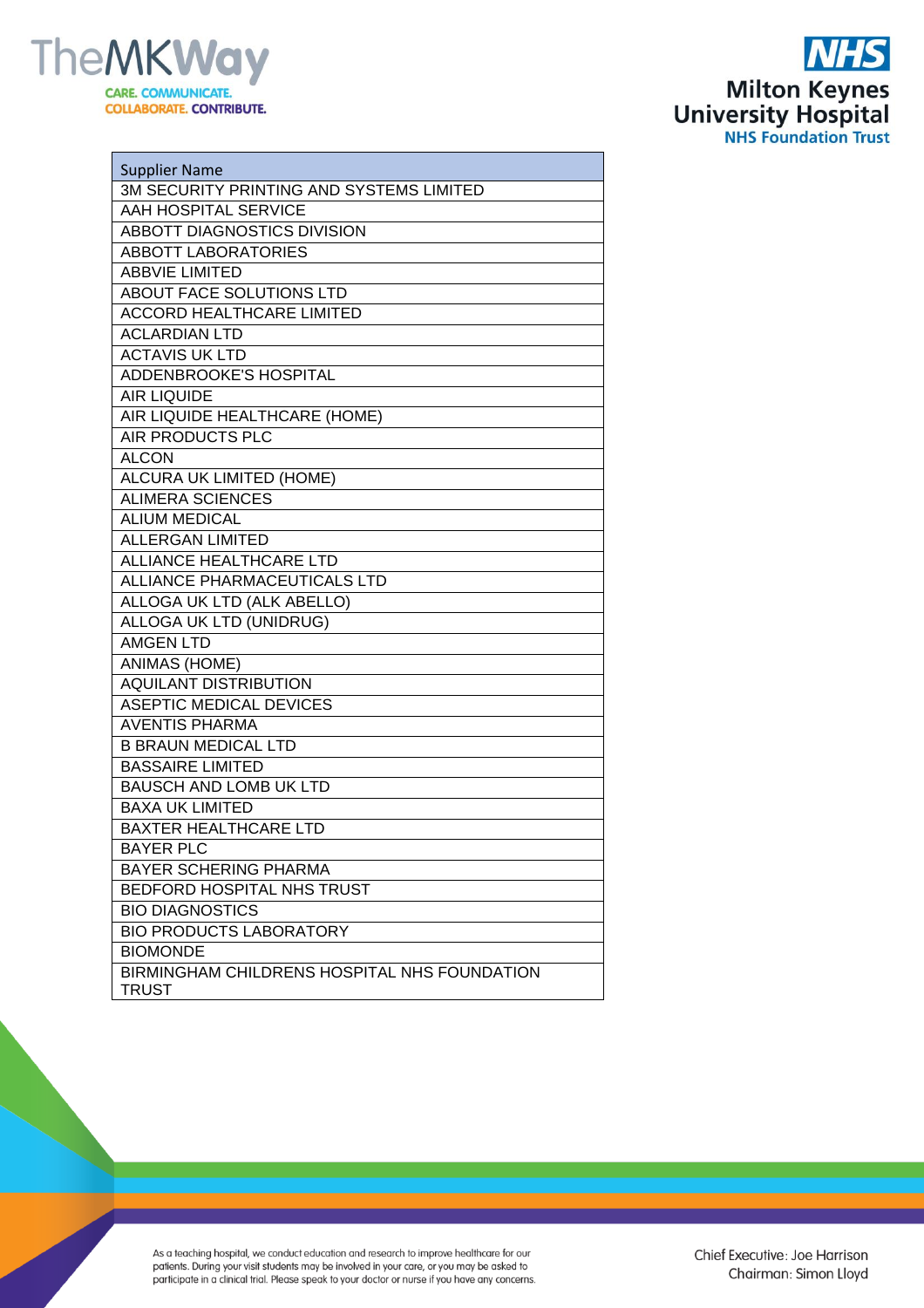| Supplier Name |
| --- |
| 3M SECURITY PRINTING AND SYSTEMS LIMITED |
| AAH HOSPITAL SERVICE |
| ABBOTT DIAGNOSTICS DIVISION |
| ABBOTT LABORATORIES |
| ABBVIE LIMITED |
| ABOUT FACE SOLUTIONS LTD |
| ACCORD HEALTHCARE LIMITED |
| ACLARDIAN LTD |
| ACTAVIS UK LTD |
| ADDENBROOKE'S HOSPITAL |
| AIR LIQUIDE |
| AIR LIQUIDE HEALTHCARE (HOME) |
| AIR PRODUCTS PLC |
| ALCON |
| ALCURA UK LIMITED (HOME) |
| ALIMERA SCIENCES |
| ALIUM MEDICAL |
| ALLERGAN LIMITED |
| ALLIANCE HEALTHCARE LTD |
| ALLIANCE PHARMACEUTICALS LTD |
| ALLOGA UK LTD (ALK ABELLO) |
| ALLOGA UK LTD (UNIDRUG) |
| AMGEN LTD |
| ANIMAS (HOME) |
| AQUILANT DISTRIBUTION |
| ASEPTIC MEDICAL DEVICES |
| AVENTIS PHARMA |
| B BRAUN MEDICAL LTD |
| BASSAIRE LIMITED |
| BAUSCH AND LOMB UK LTD |
| BAXA UK LIMITED |
| BAXTER HEALTHCARE LTD |
| BAYER PLC |
| BAYER SCHERING PHARMA |
| BEDFORD HOSPITAL NHS TRUST |
| BIO DIAGNOSTICS |
| BIO PRODUCTS LABORATORY |
| BIOMONDE |
| BIRMINGHAM CHILDRENS HOSPITAL NHS FOUNDATION TRUST |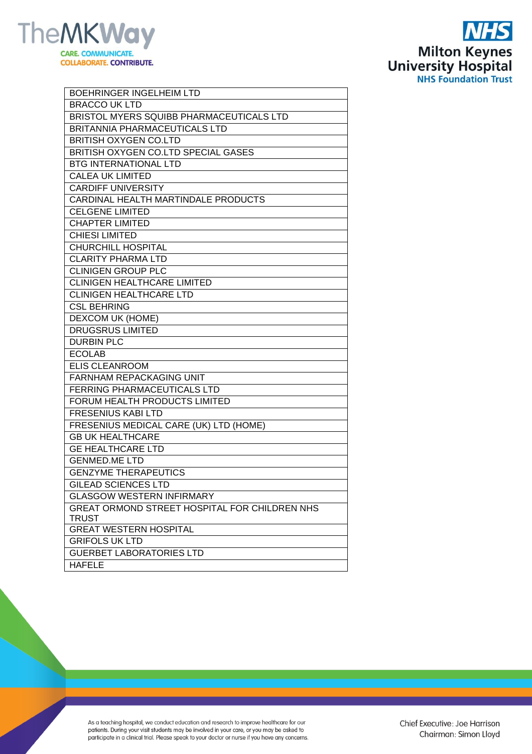| |
|---|
| BOEHRINGER INGELHEIM LTD |
| BRACCO UK LTD |
| BRISTOL MYERS SQUIBB PHARMACEUTICALS LTD |
| BRITANNIA PHARMACEUTICALS LTD |
| BRITISH OXYGEN CO.LTD |
| BRITISH OXYGEN CO.LTD SPECIAL GASES |
| BTG INTERNATIONAL LTD |
| CALEA UK LIMITED |
| CARDIFF UNIVERSITY |
| CARDINAL HEALTH MARTINDALE PRODUCTS |
| CELGENE LIMITED |
| CHAPTER LIMITED |
| CHIESI LIMITED |
| CHURCHILL HOSPITAL |
| CLARITY PHARMA LTD |
| CLINIGEN GROUP PLC |
| CLINIGEN HEALTHCARE LIMITED |
| CLINIGEN HEALTHCARE LTD |
| CSL BEHRING |
| DEXCOM UK (HOME) |
| DRUGSRUS LIMITED |
| DURBIN PLC |
| ECOLAB |
| ELIS CLEANROOM |
| FARNHAM REPACKAGING UNIT |
| FERRING PHARMACEUTICALS LTD |
| FORUM HEALTH PRODUCTS LIMITED |
| FRESENIUS KABI LTD |
| FRESENIUS MEDICAL CARE (UK) LTD (HOME) |
| GB UK HEALTHCARE |
| GE HEALTHCARE LTD |
| GENMED.ME LTD |
| GENZYME THERAPEUTICS |
| GILEAD SCIENCES LTD |
| GLASGOW WESTERN INFIRMARY |
| GREAT ORMOND STREET HOSPITAL FOR CHILDREN NHS TRUST |
| GREAT WESTERN HOSPITAL |
| GRIFOLS UK LTD |
| GUERBET LABORATORIES LTD |
| HAFELE |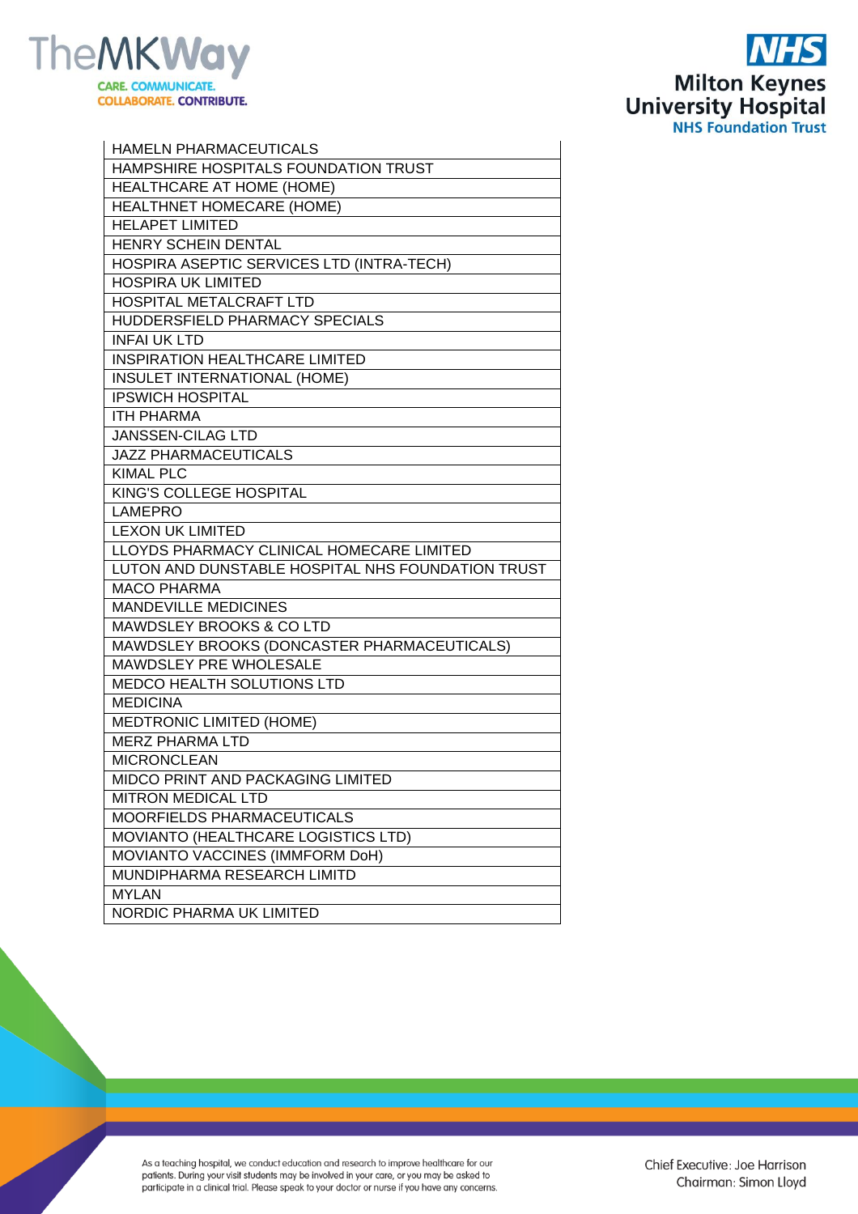| HAMELN PHARMACEUTICALS |
|---|
| HAMPSHIRE HOSPITALS FOUNDATION TRUST |
| HEALTHCARE AT HOME (HOME) |
| HEALTHNET HOMECARE (HOME) |
| HELAPET LIMITED |
| HENRY SCHEIN DENTAL |
| HOSPIRA ASEPTIC SERVICES LTD (INTRA-TECH) |
| HOSPIRA UK LIMITED |
| HOSPITAL METALCRAFT LTD |
| HUDDERSFIELD PHARMACY SPECIALS |
| INFAI UK LTD |
| INSPIRATION HEALTHCARE LIMITED |
| INSULET INTERNATIONAL (HOME) |
| IPSWICH HOSPITAL |
| ITH PHARMA |
| JANSSEN-CILAG LTD |
| JAZZ PHARMACEUTICALS |
| KIMAL PLC |
| KING'S COLLEGE HOSPITAL |
| LAMEPRO |
| LEXON UK LIMITED |
| LLOYDS PHARMACY CLINICAL HOMECARE LIMITED |
| LUTON AND DUNSTABLE HOSPITAL NHS FOUNDATION TRUST |
| MACO PHARMA |
| MANDEVILLE MEDICINES |
| MAWDSLEY BROOKS & CO LTD |
| MAWDSLEY BROOKS (DONCASTER PHARMACEUTICALS) |
| MAWDSLEY PRE WHOLESALE |
| MEDCO HEALTH SOLUTIONS LTD |
| MEDICINA |
| MEDTRONIC LIMITED (HOME) |
| MERZ PHARMA LTD |
| MICRONCLEAN |
| MIDCO PRINT AND PACKAGING LIMITED |
| MITRON MEDICAL LTD |
| MOORFIELDS PHARMACEUTICALS |
| MOVIANTO (HEALTHCARE LOGISTICS LTD) |
| MOVIANTO VACCINES (IMMFORM DoH) |
| MUNDIPHARMA RESEARCH LIMITD |
| MYLAN |
| NORDIC PHARMA UK LIMITED |

As a teaching hospital, we conduct education and research to improve healthcare for our patients. During your visit students may be involved in your care, or you may be asked to participate in a clinical trial. Please speak to your doctor or nurse if you have any concerns.

Chief Executive: Joe Harrison
Chairman: Simon Lloyd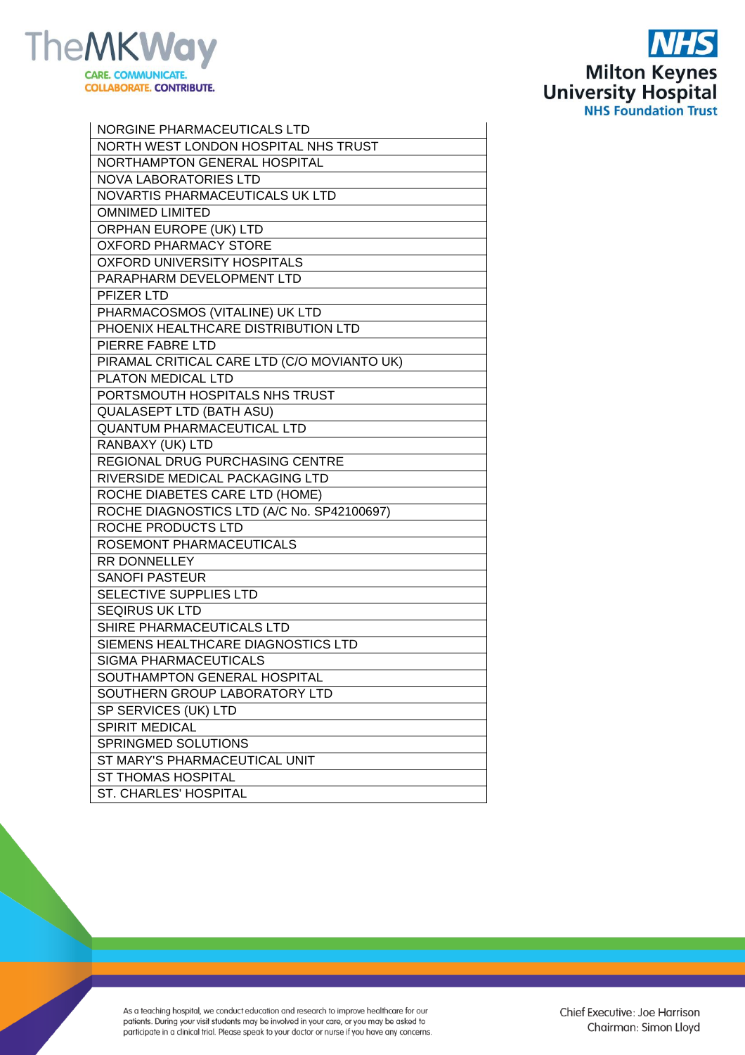| NORGINE PHARMACEUTICALS LTD |
|---|
| NORTH WEST LONDON HOSPITAL NHS TRUST |
| NORTHAMPTON GENERAL HOSPITAL |
| NOVA LABORATORIES LTD |
| NOVARTIS PHARMACEUTICALS UK LTD |
| OMNIMED LIMITED |
| ORPHAN EUROPE (UK) LTD |
| OXFORD PHARMACY STORE |
| OXFORD UNIVERSITY HOSPITALS |
| PARAPHARM DEVELOPMENT LTD |
| PFIZER LTD |
| PHARMACOSMOS (VITALINE) UK LTD |
| PHOENIX HEALTHCARE DISTRIBUTION LTD |
| PIERRE FABRE LTD |
| PIRAMAL CRITICAL CARE LTD (C/O MOVIANTO UK) |
| PLATON MEDICAL LTD |
| PORTSMOUTH HOSPITALS NHS TRUST |
| QUALASEPT LTD (BATH ASU) |
| QUANTUM PHARMACEUTICAL LTD |
| RANBAXY (UK) LTD |
| REGIONAL DRUG PURCHASING CENTRE |
| RIVERSIDE MEDICAL PACKAGING LTD |
| ROCHE DIABETES CARE LTD (HOME) |
| ROCHE DIAGNOSTICS LTD (A/C No. SP42100697) |
| ROCHE PRODUCTS LTD |
| ROSEMONT PHARMACEUTICALS |
| RR DONNELLEY |
| SANOFI PASTEUR |
| SELECTIVE SUPPLIES LTD |
| SEQIRUS UK LTD |
| SHIRE PHARMACEUTICALS LTD |
| SIEMENS HEALTHCARE DIAGNOSTICS LTD |
| SIGMA PHARMACEUTICALS |
| SOUTHAMPTON GENERAL HOSPITAL |
| SOUTHERN GROUP LABORATORY LTD |
| SP SERVICES (UK) LTD |
| SPIRIT MEDICAL |
| SPRINGMED SOLUTIONS |
| ST MARY'S PHARMACEUTICAL UNIT |
| ST THOMAS HOSPITAL |
| ST. CHARLES' HOSPITAL |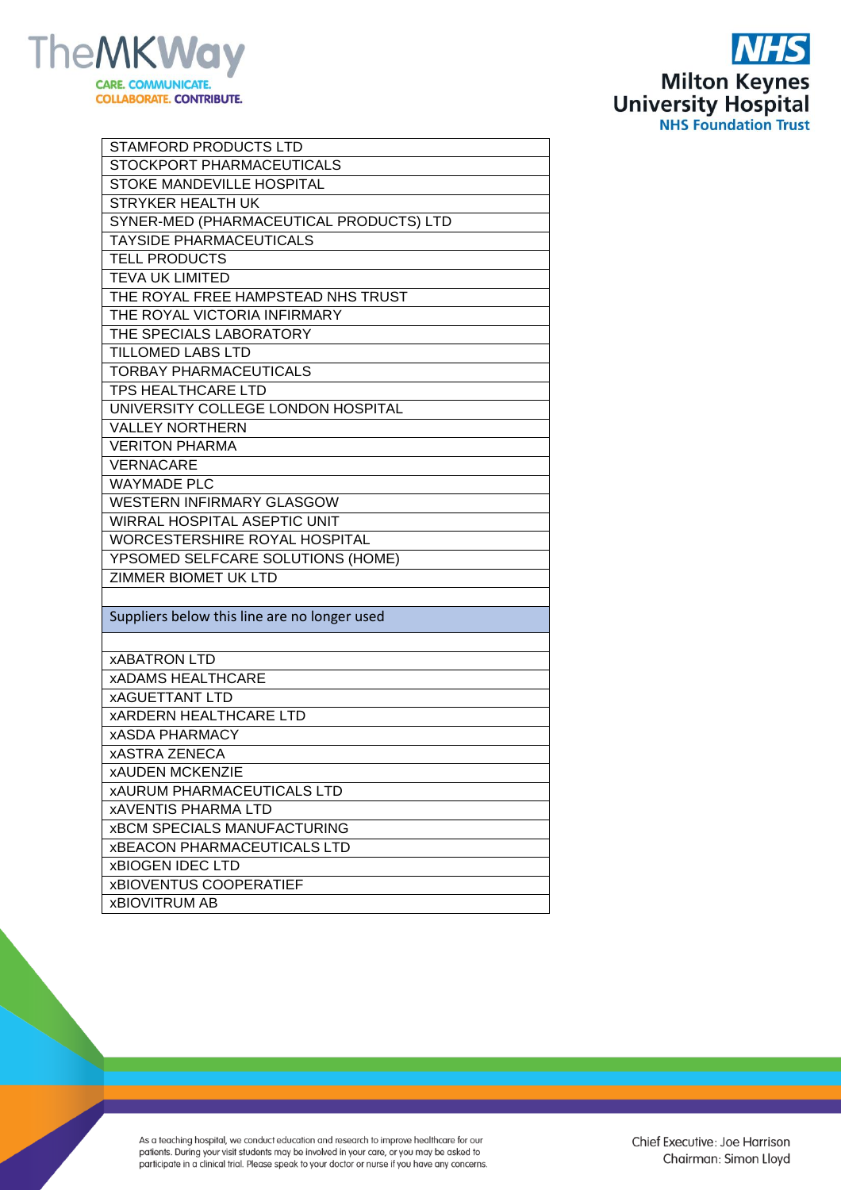| STAMFORD PRODUCTS LTD |
| --- |
| STOCKPORT PHARMACEUTICALS |
| STOKE MANDEVILLE HOSPITAL |
| STRYKER HEALTH UK |
| SYNER-MED (PHARMACEUTICAL PRODUCTS) LTD |
| TAYSIDE PHARMACEUTICALS |
| TELL PRODUCTS |
| TEVA UK LIMITED |
| THE ROYAL FREE HAMPSTEAD NHS TRUST |
| THE ROYAL VICTORIA INFIRMARY |
| THE SPECIALS LABORATORY |
| TILLOMED LABS LTD |
| TORBAY PHARMACEUTICALS |
| TPS HEALTHCARE LTD |
| UNIVERSITY COLLEGE LONDON HOSPITAL |
| VALLEY NORTHERN |
| VERITON PHARMA |
| VERNACARE |
| WAYMADE PLC |
| WESTERN INFIRMARY GLASGOW |
| WIRRAL HOSPITAL ASEPTIC UNIT |
| WORCESTERSHIRE ROYAL HOSPITAL |
| YPSOMED SELFCARE SOLUTIONS (HOME) |
| ZIMMER BIOMET UK LTD |
| |
| Suppliers below this line are no longer used |
| |
| xABATRON LTD |
| xADAMS HEALTHCARE |
| xAGUETTANT LTD |
| xARDERN HEALTHCARE LTD |
| xASDA PHARMACY |
| xASTRA ZENECA |
| xAUDEN MCKENZIE |
| xAURUM PHARMACEUTICALS LTD |
| xAVENTIS PHARMA LTD |
| xBCM SPECIALS MANUFACTURING |
| xBEACON PHARMACEUTICALS LTD |
| xBIOGEN IDEC LTD |
| xBIOVENTUS COOPERATIEF |
| xBIOVITRUM AB |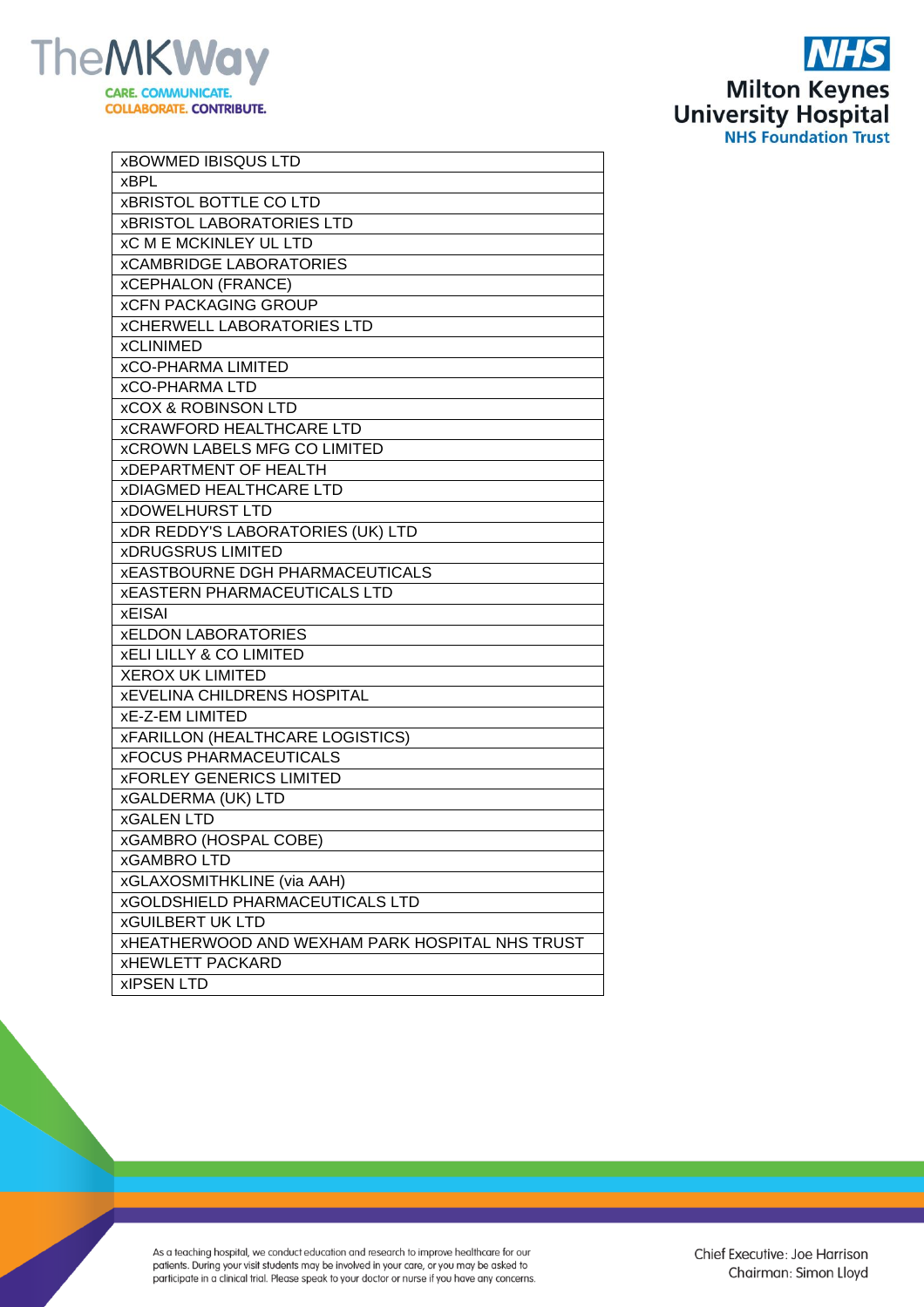| xBOWMED IBISQUS LTD |
|---|
| xBPL |
| xBRISTOL BOTTLE CO LTD |
| xBRISTOL LABORATORIES LTD |
| xC M E MCKINLEY UL LTD |
| xCAMBRIDGE LABORATORIES |
| xCEPHALON (FRANCE) |
| xCFN PACKAGING GROUP |
| xCHERWELL LABORATORIES LTD |
| xCLINIMED |
| xCO-PHARMA LIMITED |
| xCO-PHARMA LTD |
| xCOX & ROBINSON LTD |
| xCRAWFORD HEALTHCARE LTD |
| xCROWN LABELS MFG CO LIMITED |
| xDEPARTMENT OF HEALTH |
| xDIAGMED HEALTHCARE LTD |
| xDOWELHURST LTD |
| xDR REDDY'S LABORATORIES (UK) LTD |
| xDRUGSRUS LIMITED |
| xEASTBOURNE DGH PHARMACEUTICALS |
| xEASTERN PHARMACEUTICALS LTD |
| xEISAI |
| xELDON LABORATORIES |
| xELI LILLY & CO LIMITED |
| XEROX UK LIMITED |
| xEVELINA CHILDRENS HOSPITAL |
| xE-Z-EM LIMITED |
| xFARILLON (HEALTHCARE LOGISTICS) |
| xFOCUS PHARMACEUTICALS |
| xFORLEY GENERICS LIMITED |
| xGALDERMA (UK) LTD |
| xGALEN LTD |
| xGAMBRO (HOSPAL COBE) |
| xGAMBRO LTD |
| xGLAXOSMITHKLINE (via AAH) |
| xGOLDSHIELD PHARMACEUTICALS LTD |
| xGUILBERT UK LTD |
| xHEATHERWOOD AND WEXHAM PARK HOSPITAL NHS TRUST |
| xHEWLETT PACKARD |
| xIPSEN LTD |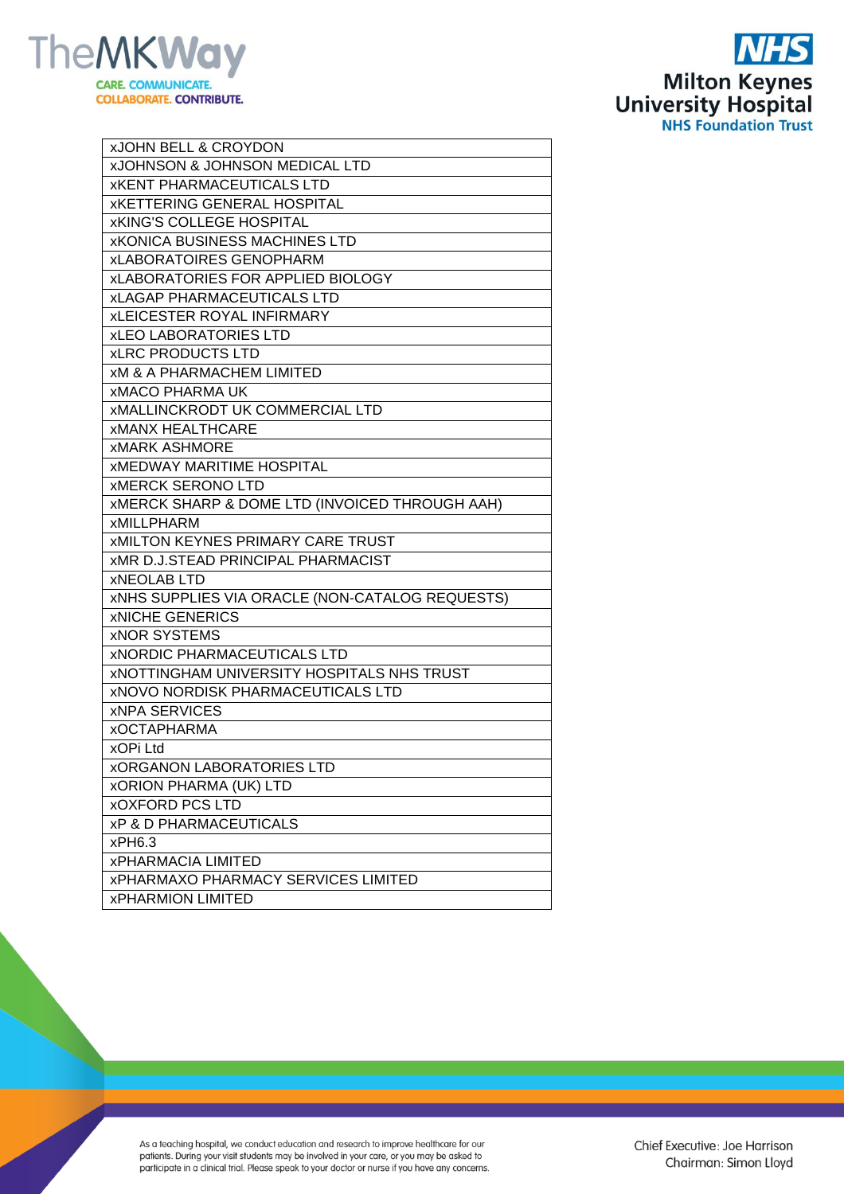| xJOHN BELL & CROYDON |
|---|
| xJOHNSON & JOHNSON MEDICAL LTD |
| xKENT PHARMACEUTICALS LTD |
| xKETTERING GENERAL HOSPITAL |
| xKING'S COLLEGE HOSPITAL |
| xKONICA BUSINESS MACHINES LTD |
| xLABORATOIRES GENOPHARM |
| xLABORATORIES FOR APPLIED BIOLOGY |
| xLAGAP PHARMACEUTICALS LTD |
| xLEICESTER ROYAL INFIRMARY |
| xLEO LABORATORIES LTD |
| xLRC PRODUCTS LTD |
| xM & A PHARMACHEM LIMITED |
| xMACO PHARMA UK |
| xMALLINCKRODT UK COMMERCIAL LTD |
| xMANX HEALTHCARE |
| xMARK ASHMORE |
| xMEDWAY MARITIME HOSPITAL |
| xMERCK SERONO LTD |
| xMERCK SHARP & DOME LTD (INVOICED THROUGH AAH) |
| xMILLPHARM |
| xMILTON KEYNES PRIMARY CARE TRUST |
| xMR D.J.STEAD PRINCIPAL PHARMACIST |
| xNEOLAB LTD |
| xNHS SUPPLIES VIA ORACLE (NON-CATALOG REQUESTS) |
| xNICHE GENERICS |
| xNOR SYSTEMS |
| xNORDIC PHARMACEUTICALS LTD |
| xNOTTINGHAM UNIVERSITY HOSPITALS NHS TRUST |
| xNOVO NORDISK PHARMACEUTICALS LTD |
| xNPA SERVICES |
| xOCTAPHARMA |
| xOPi Ltd |
| xORGANON LABORATORIES LTD |
| xORION PHARMA (UK) LTD |
| xOXFORD PCS LTD |
| xP & D PHARMACEUTICALS |
| xPH6.3 |
| xPHARMACIA LIMITED |
| xPHARMAXO PHARMACY SERVICES LIMITED |
| xPHARMION LIMITED |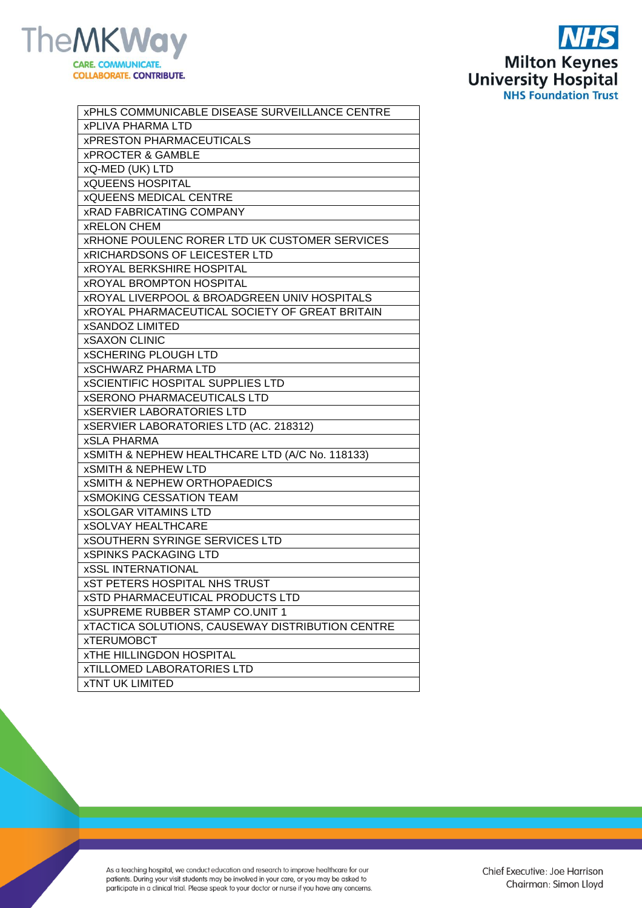| xPHLS COMMUNICABLE DISEASE SURVEILLANCE CENTRE |
|---|
| xPLIVA PHARMA LTD |
| xPRESTON PHARMACEUTICALS |
| xPROCTER & GAMBLE |
| xQ-MED (UK) LTD |
| xQUEENS HOSPITAL |
| xQUEENS MEDICAL CENTRE |
| xRAD FABRICATING COMPANY |
| xRELON CHEM |
| xRHONE POULENC RORER LTD UK CUSTOMER SERVICES |
| xRICHARDSONS OF LEICESTER LTD |
| xROYAL BERKSHIRE HOSPITAL |
| xROYAL BROMPTON HOSPITAL |
| xROYAL LIVERPOOL & BROADGREEN UNIV HOSPITALS |
| xROYAL PHARMACEUTICAL SOCIETY OF GREAT BRITAIN |
| xSANDOZ LIMITED |
| xSAXON CLINIC |
| xSCHERING PLOUGH LTD |
| xSCHWARZ PHARMA LTD |
| xSCIENTIFIC HOSPITAL SUPPLIES LTD |
| xSERONO PHARMACEUTICALS LTD |
| xSERVIER LABORATORIES LTD |
| xSERVIER LABORATORIES LTD (AC. 218312) |
| xSLA PHARMA |
| xSMITH & NEPHEW HEALTHCARE LTD (A/C No. 118133) |
| xSMITH & NEPHEW LTD |
| xSMITH & NEPHEW ORTHOPAEDICS |
| xSMOKING CESSATION TEAM |
| xSOLGAR VITAMINS LTD |
| xSOLVAY HEALTHCARE |
| xSOUTHERN SYRINGE SERVICES LTD |
| xSPINKS PACKAGING LTD |
| xSSL INTERNATIONAL |
| xST PETERS HOSPITAL NHS TRUST |
| xSTD PHARMACEUTICAL PRODUCTS LTD |
| xSUPREME RUBBER STAMP CO.UNIT 1 |
| xTACTICA SOLUTIONS, CAUSEWAY DISTRIBUTION CENTRE |
| xTERUMOBCT |
| xTHE HILLINGDON HOSPITAL |
| xTILLOMED LABORATORIES LTD |
| xTNT UK LIMITED |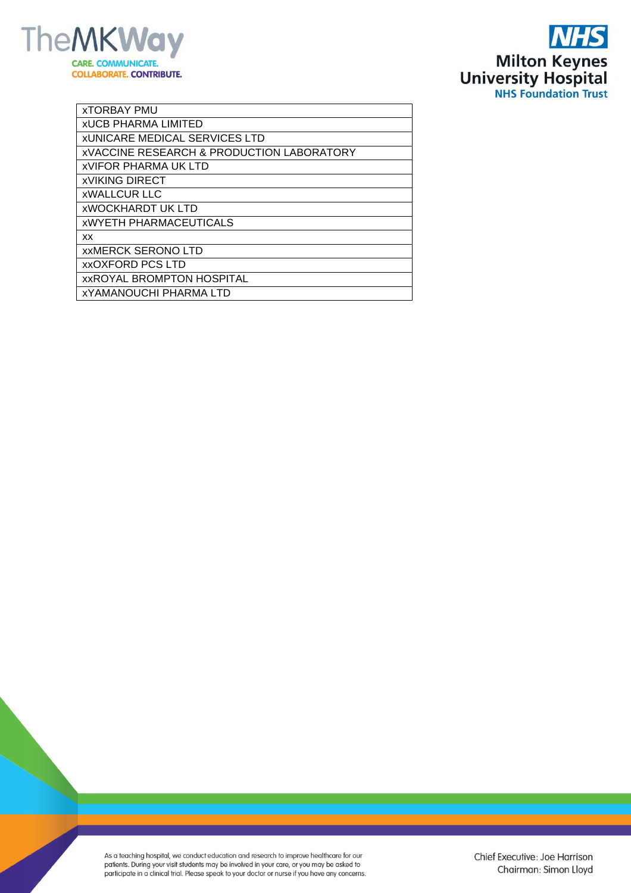| |
|---|
| xTORBAY PMU |
| xUCB PHARMA LIMITED |
| xUNICARE MEDICAL SERVICES LTD |
| xVACCINE RESEARCH & PRODUCTION LABORATORY |
| xVIFOR PHARMA UK LTD |
| xVIKING DIRECT |
| xWALLCUR LLC |
| xWOCKHARDT UK LTD |
| xWYETH PHARMACEUTICALS |
| xx |
| xxMERCK SERONO LTD |
| xxOXFORD PCS LTD |
| xxROYAL BROMPTON HOSPITAL |
| xYAMANOUCHI PHARMA LTD |